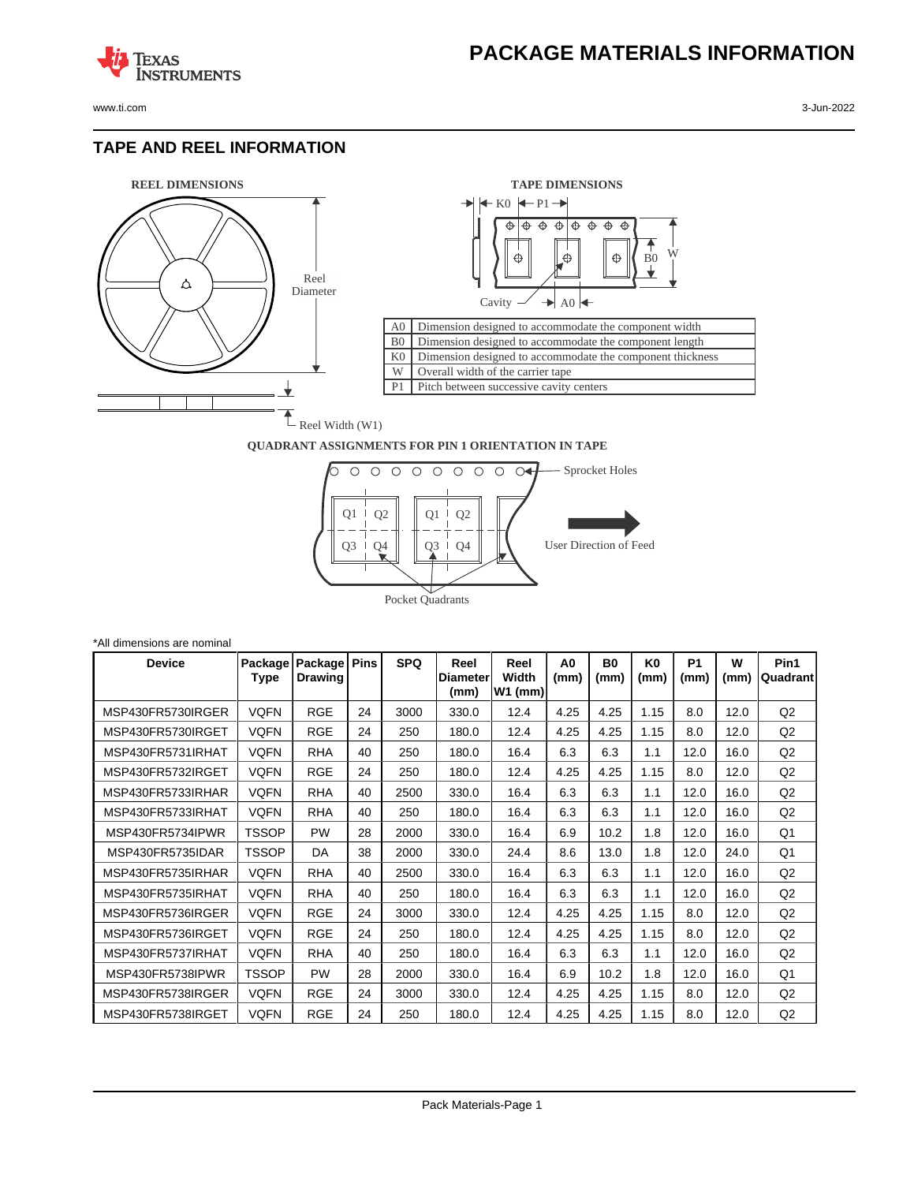# PACKAGE MATERIALS INFORMATION

## TAPE AND REEL INFORMATION

REEL DIMENSIONS

Reel Diameter

Reel Width (W1)

TAPE DIMENSIONS

K0 P1

B0 W

Cavity A0

| | |
|---|---|
| A0 | Dimension designed to accommodate the component width |
| B0 | Dimension designed to accommodate the component length |
| K0 | Dimension designed to accommodate the component thickness |
| W | Overall width of the carrier tape |
| P1 | Pitch between successive cavity centers |

QUADRANT ASSIGNMENTS FOR PIN 1 ORIENTATION IN TAPE

Sprocket Holes

Q1 Q2 Q3 Q4

User Direction of Feed

Pocket Quadrants

*All dimensions are nominal

| Device | Package Type | Package Drawing | Pins | SPQ | Reel Diameter (mm) | Reel Width W1 (mm) | A0 (mm) | B0 (mm) | K0 (mm) | P1 (mm) | W (mm) | Pin1 Quadrant |
|---|---|---|---|---|---|---|---|---|---|---|---|---|
| MSP430FR5730IRGER | VQFN | RGE | 24 | 3000 | 330.0 | 12.4 | 4.25 | 4.25 | 1.15 | 8.0 | 12.0 | Q2 |
| MSP430FR5730IRGET | VQFN | RGE | 24 | 250 | 180.0 | 12.4 | 4.25 | 4.25 | 1.15 | 8.0 | 12.0 | Q2 |
| MSP430FR5731IRHAT | VQFN | RHA | 40 | 250 | 180.0 | 16.4 | 6.3 | 6.3 | 1.1 | 12.0 | 16.0 | Q2 |
| MSP430FR5732IRGET | VQFN | RGE | 24 | 250 | 180.0 | 12.4 | 4.25 | 4.25 | 1.15 | 8.0 | 12.0 | Q2 |
| MSP430FR5733IRHAR | VQFN | RHA | 40 | 2500 | 330.0 | 16.4 | 6.3 | 6.3 | 1.1 | 12.0 | 16.0 | Q2 |
| MSP430FR5733IRHAT | VQFN | RHA | 40 | 250 | 180.0 | 16.4 | 6.3 | 6.3 | 1.1 | 12.0 | 16.0 | Q2 |
| MSP430FR5734IPWR | TSSOP | PW | 28 | 2000 | 330.0 | 16.4 | 6.9 | 10.2 | 1.8 | 12.0 | 16.0 | Q1 |
| MSP430FR5735IDAR | TSSOP | DA | 38 | 2000 | 330.0 | 24.4 | 8.6 | 13.0 | 1.8 | 12.0 | 24.0 | Q1 |
| MSP430FR5735IRHAR | VQFN | RHA | 40 | 2500 | 330.0 | 16.4 | 6.3 | 6.3 | 1.1 | 12.0 | 16.0 | Q2 |
| MSP430FR5735IRHAT | VQFN | RHA | 40 | 250 | 180.0 | 16.4 | 6.3 | 6.3 | 1.1 | 12.0 | 16.0 | Q2 |
| MSP430FR5736IRGER | VQFN | RGE | 24 | 3000 | 330.0 | 12.4 | 4.25 | 4.25 | 1.15 | 8.0 | 12.0 | Q2 |
| MSP430FR5736IRGET | VQFN | RGE | 24 | 250 | 180.0 | 12.4 | 4.25 | 4.25 | 1.15 | 8.0 | 12.0 | Q2 |
| MSP430FR5737IRHAT | VQFN | RHA | 40 | 250 | 180.0 | 16.4 | 6.3 | 6.3 | 1.1 | 12.0 | 16.0 | Q2 |
| MSP430FR5738IPWR | TSSOP | PW | 28 | 2000 | 330.0 | 16.4 | 6.9 | 10.2 | 1.8 | 12.0 | 16.0 | Q1 |
| MSP430FR5738IRGER | VQFN | RGE | 24 | 3000 | 330.0 | 12.4 | 4.25 | 4.25 | 1.15 | 8.0 | 12.0 | Q2 |
| MSP430FR5738IRGET | VQFN | RGE | 24 | 250 | 180.0 | 12.4 | 4.25 | 4.25 | 1.15 | 8.0 | 12.0 | Q2 |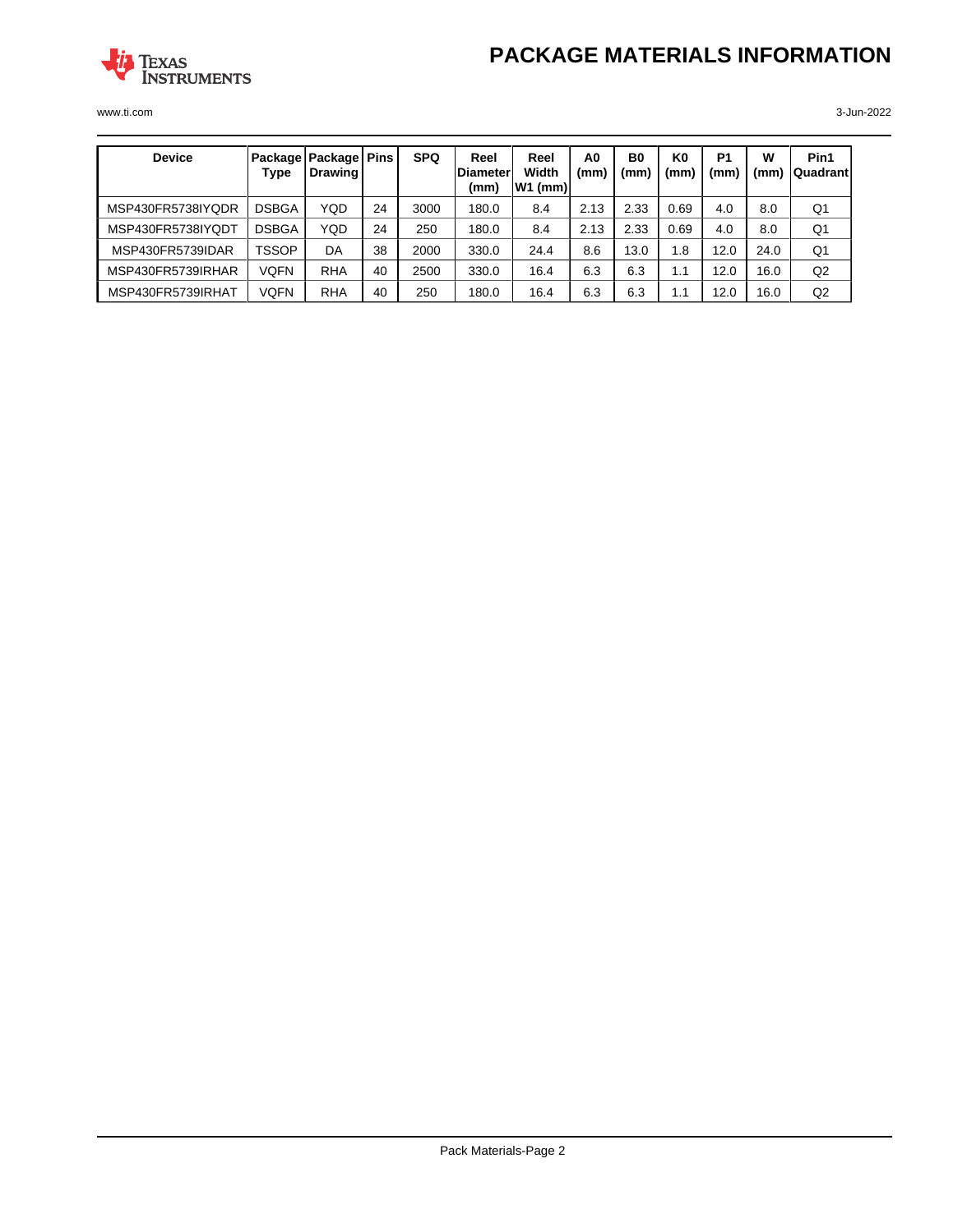# PACKAGE MATERIALS INFORMATION

| Device | Package Type | Package Drawing | Pins | SPQ | Reel Diameter (mm) | Reel Width W1 (mm) | A0 (mm) | B0 (mm) | K0 (mm) | P1 (mm) | W (mm) | Pin1 Quadrant |
|---|---|---|---|---|---|---|---|---|---|---|---|---|
| MSP430FR5738IYQDR | DSBGA | YQD | 24 | 3000 | 180.0 | 8.4 | 2.13 | 2.33 | 0.69 | 4.0 | 8.0 | Q1 |
| MSP430FR5738IYQDT | DSBGA | YQD | 24 | 250 | 180.0 | 8.4 | 2.13 | 2.33 | 0.69 | 4.0 | 8.0 | Q1 |
| MSP430FR5739IDAR | TSSOP | DA | 38 | 2000 | 330.0 | 24.4 | 8.6 | 13.0 | 1.8 | 12.0 | 24.0 | Q1 |
| MSP430FR5739IRHAR | VQFN | RHA | 40 | 2500 | 330.0 | 16.4 | 6.3 | 6.3 | 1.1 | 12.0 | 16.0 | Q2 |
| MSP430FR5739IRHAT | VQFN | RHA | 40 | 250 | 180.0 | 16.4 | 6.3 | 6.3 | 1.1 | 12.0 | 16.0 | Q2 |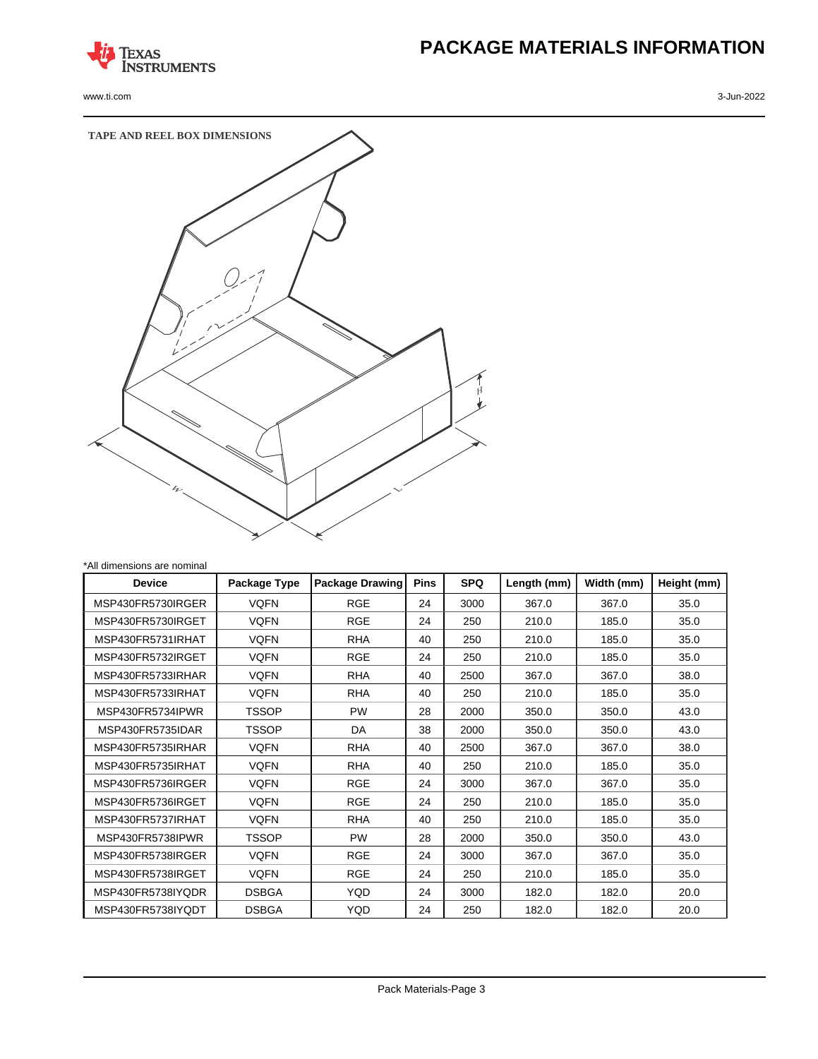# PACKAGE MATERIALS INFORMATION

**TAPE AND REEL BOX DIMENSIONS**

*All dimensions are nominal

| Device | Package Type | Package Drawing | Pins | SPQ | Length (mm) | Width (mm) | Height (mm) |
|---|---|---|---|---|---|---|---|
| MSP430FR5730IRGER | VQFN | RGE | 24 | 3000 | 367.0 | 367.0 | 35.0 |
| MSP430FR5730IRGET | VQFN | RGE | 24 | 250 | 210.0 | 185.0 | 35.0 |
| MSP430FR5731IRHAT | VQFN | RHA | 40 | 250 | 210.0 | 185.0 | 35.0 |
| MSP430FR5732IRGET | VQFN | RGE | 24 | 250 | 210.0 | 185.0 | 35.0 |
| MSP430FR5733IRHAR | VQFN | RHA | 40 | 2500 | 367.0 | 367.0 | 38.0 |
| MSP430FR5733IRHAT | VQFN | RHA | 40 | 250 | 210.0 | 185.0 | 35.0 |
| MSP430FR5734IPWR | TSSOP | PW | 28 | 2000 | 350.0 | 350.0 | 43.0 |
| MSP430FR5735IDAR | TSSOP | DA | 38 | 2000 | 350.0 | 350.0 | 43.0 |
| MSP430FR5735IRHAR | VQFN | RHA | 40 | 2500 | 367.0 | 367.0 | 38.0 |
| MSP430FR5735IRHAT | VQFN | RHA | 40 | 250 | 210.0 | 185.0 | 35.0 |
| MSP430FR5736IRGER | VQFN | RGE | 24 | 3000 | 367.0 | 367.0 | 35.0 |
| MSP430FR5736IRGET | VQFN | RGE | 24 | 250 | 210.0 | 185.0 | 35.0 |
| MSP430FR5737IRHAT | VQFN | RHA | 40 | 250 | 210.0 | 185.0 | 35.0 |
| MSP430FR5738IPWR | TSSOP | PW | 28 | 2000 | 350.0 | 350.0 | 43.0 |
| MSP430FR5738IRGER | VQFN | RGE | 24 | 3000 | 367.0 | 367.0 | 35.0 |
| MSP430FR5738IRGET | VQFN | RGE | 24 | 250 | 210.0 | 185.0 | 35.0 |
| MSP430FR5738IYQDR | DSBGA | YQD | 24 | 3000 | 182.0 | 182.0 | 20.0 |
| MSP430FR5738IYQDT | DSBGA | YQD | 24 | 250 | 182.0 | 182.0 | 20.0 |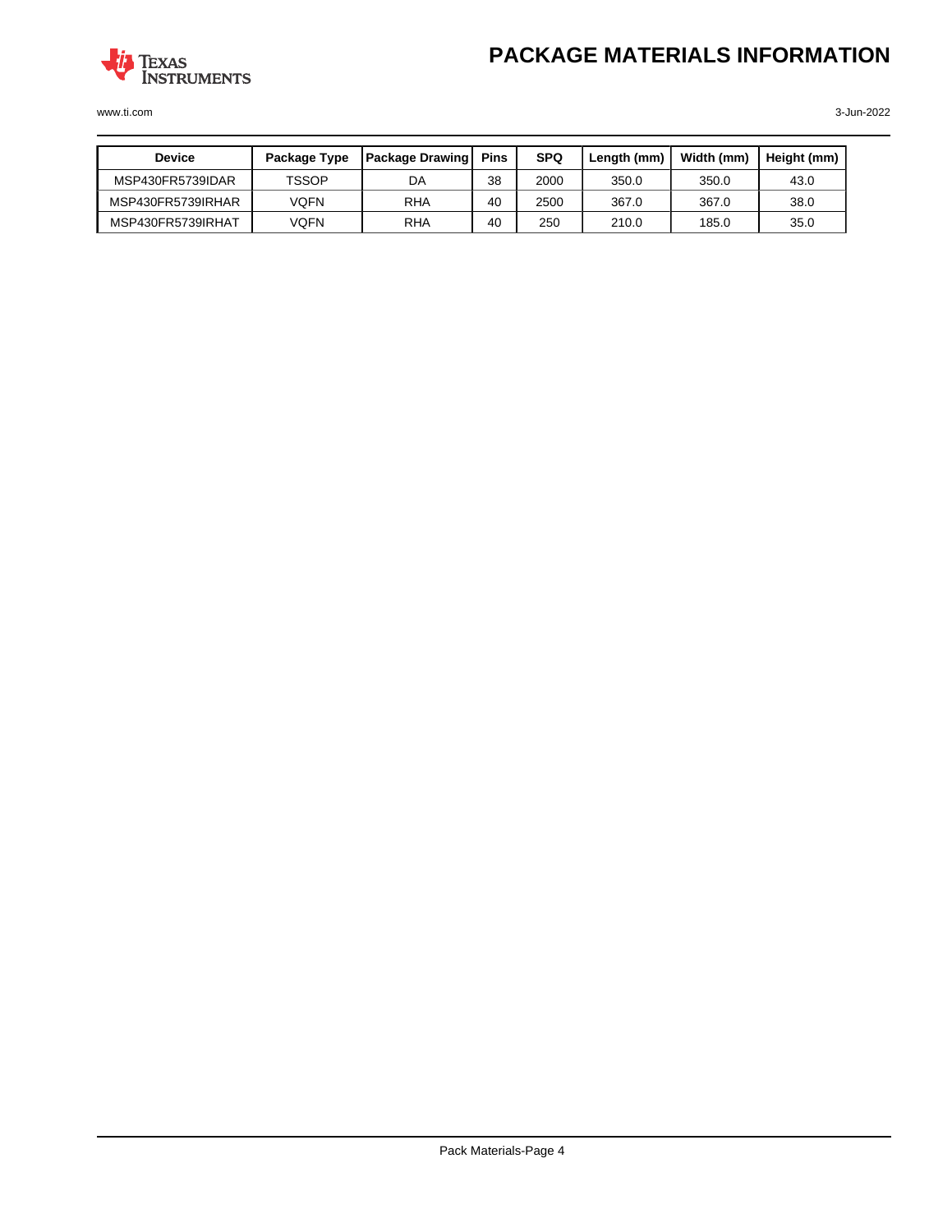# PACKAGE MATERIALS INFORMATION

| Device | Package Type | Package Drawing | Pins | SPQ | Length (mm) | Width (mm) | Height (mm) |
|---|---|---|---|---|---|---|---|
| MSP430FR5739IDAR | TSSOP | DA | 38 | 2000 | 350.0 | 350.0 | 43.0 |
| MSP430FR5739IRHAR | VQFN | RHA | 40 | 2500 | 367.0 | 367.0 | 38.0 |
| MSP430FR5739IRHAT | VQFN | RHA | 40 | 250 | 210.0 | 185.0 | 35.0 |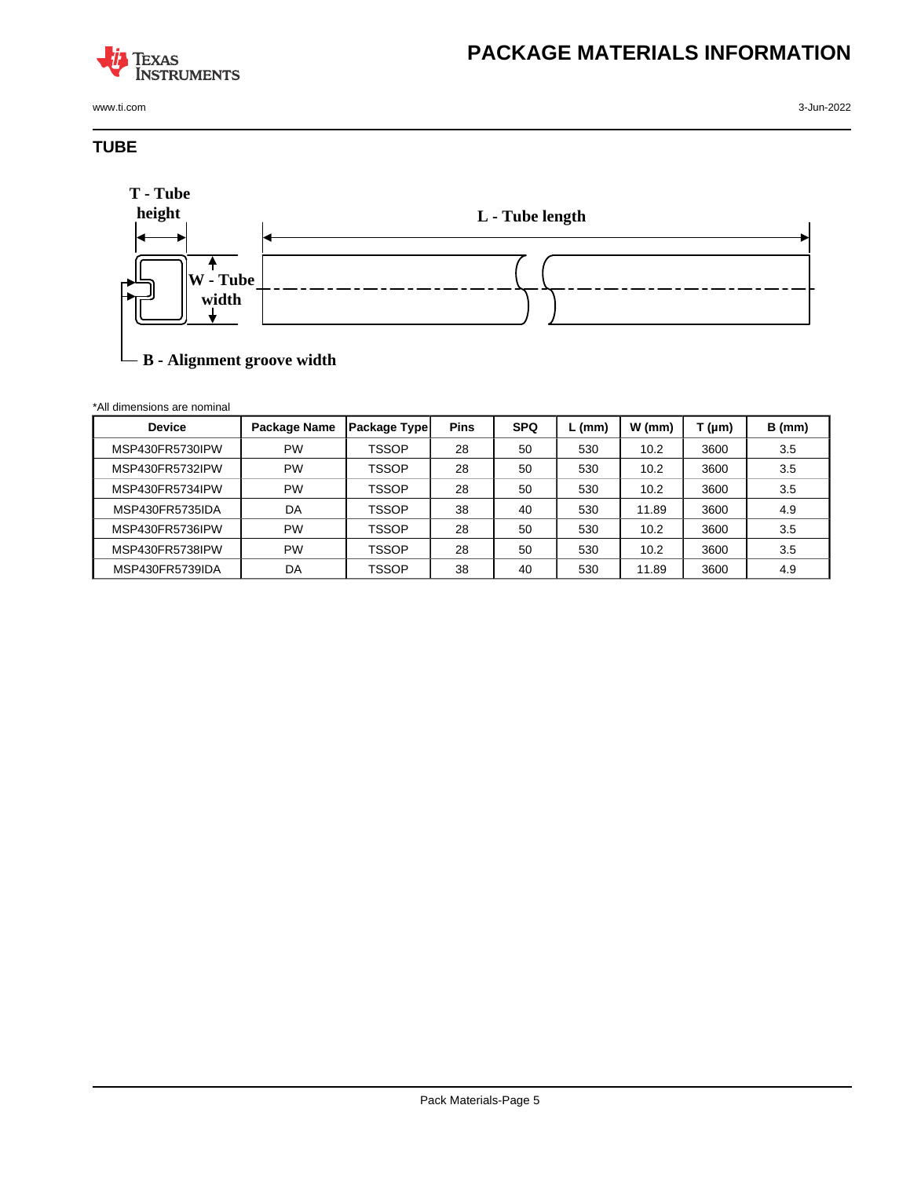## TUBE

T - Tube height

L - Tube length

W - Tube width

B - Alignment groove width

*All dimensions are nominal

| Device | Package Name | Package Type | Pins | SPQ | L (mm) | W (mm) | T (µm) | B (mm) |
|---|---|---|---|---|---|---|---|---|
| MSP430FR5730IPW | PW | TSSOP | 28 | 50 | 530 | 10.2 | 3600 | 3.5 |
| MSP430FR5732IPW | PW | TSSOP | 28 | 50 | 530 | 10.2 | 3600 | 3.5 |
| MSP430FR5734IPW | PW | TSSOP | 28 | 50 | 530 | 10.2 | 3600 | 3.5 |
| MSP430FR5735IDA | DA | TSSOP | 38 | 40 | 530 | 11.89 | 3600 | 4.9 |
| MSP430FR5736IPW | PW | TSSOP | 28 | 50 | 530 | 10.2 | 3600 | 3.5 |
| MSP430FR5738IPW | PW | TSSOP | 28 | 50 | 530 | 10.2 | 3600 | 3.5 |
| MSP430FR5739IDA | DA | TSSOP | 38 | 40 | 530 | 11.89 | 3600 | 4.9 |